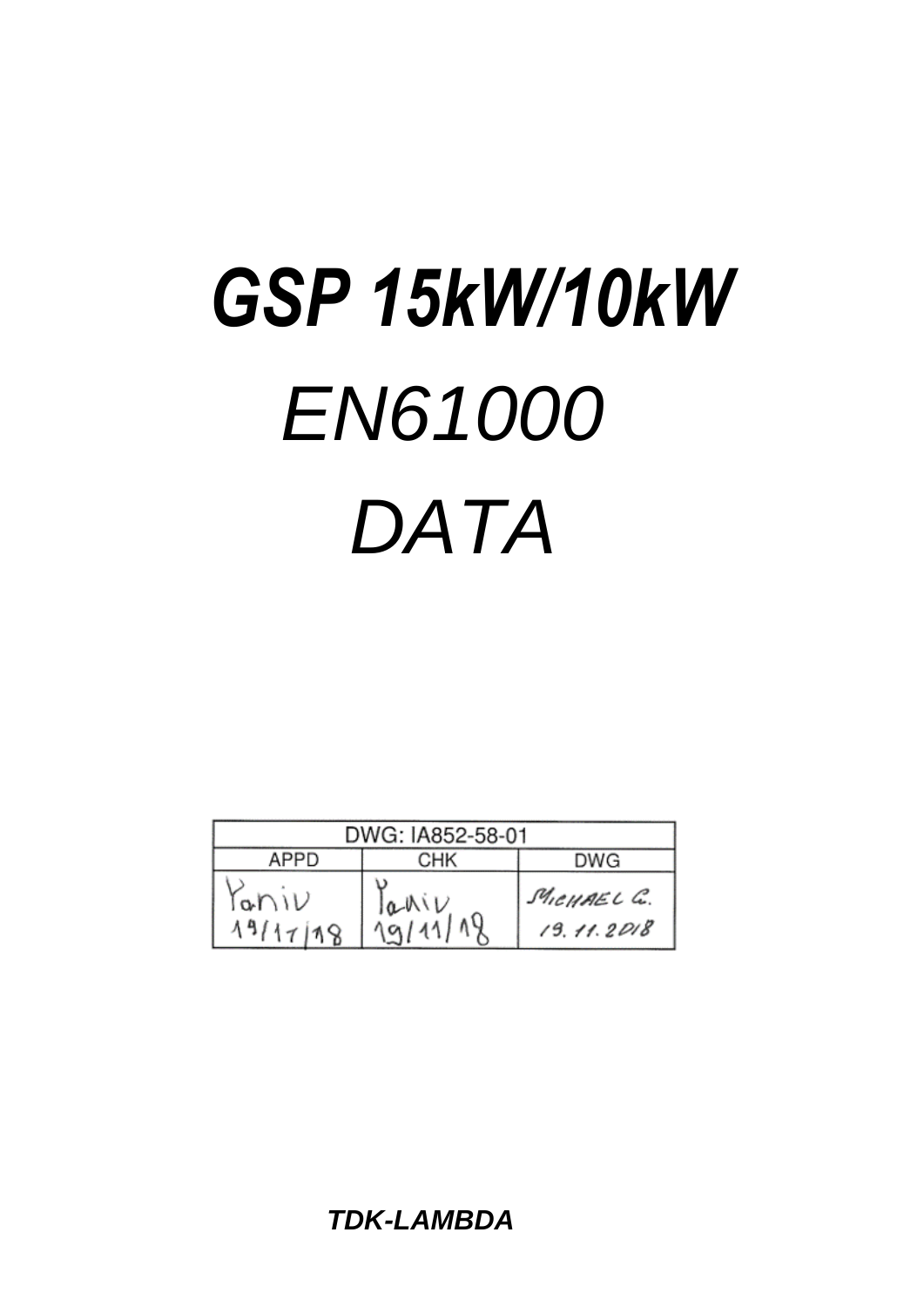# *GSP 15kW/10kW*

# *EN61000*

# *DATA*

| DWG: IA852-58-01 | | |
|---|---|---|
| APPD | CHK | DWG |
| Yaniv 19/11/18 | Yaniv 19/11/18 | MICHAEL G. 19.11.2018 |

***TDK-LAMBDA***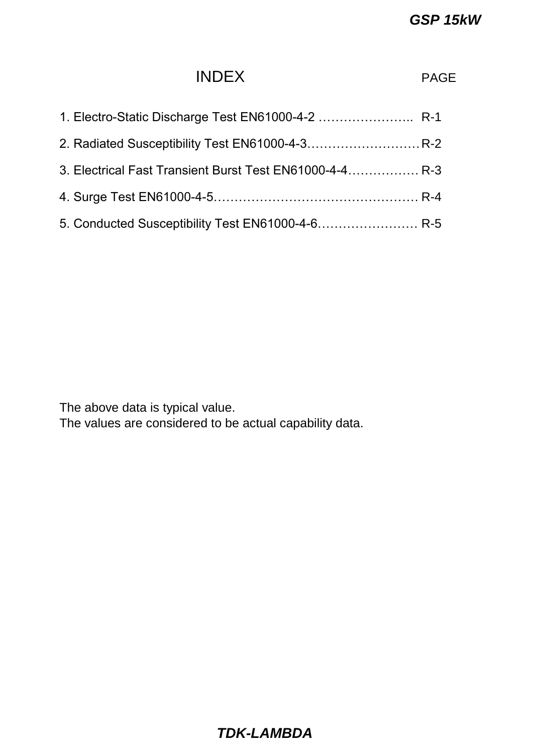# INDEX

| | PAGE |
|---|---|
| 1. Electro-Static Discharge Test EN61000-4-2 ………………….. | R-1 |
| 2. Radiated Susceptibility Test EN61000-4-3……………………… | R-2 |
| 3. Electrical Fast Transient Burst Test EN61000-4-4……………. | R-3 |
| 4. Surge Test EN61000-4-5………………………………………… | R-4 |
| 5. Conducted Susceptibility Test EN61000-4-6…………………… | R-5 |

The above data is typical value.
The values are considered to be actual capability data.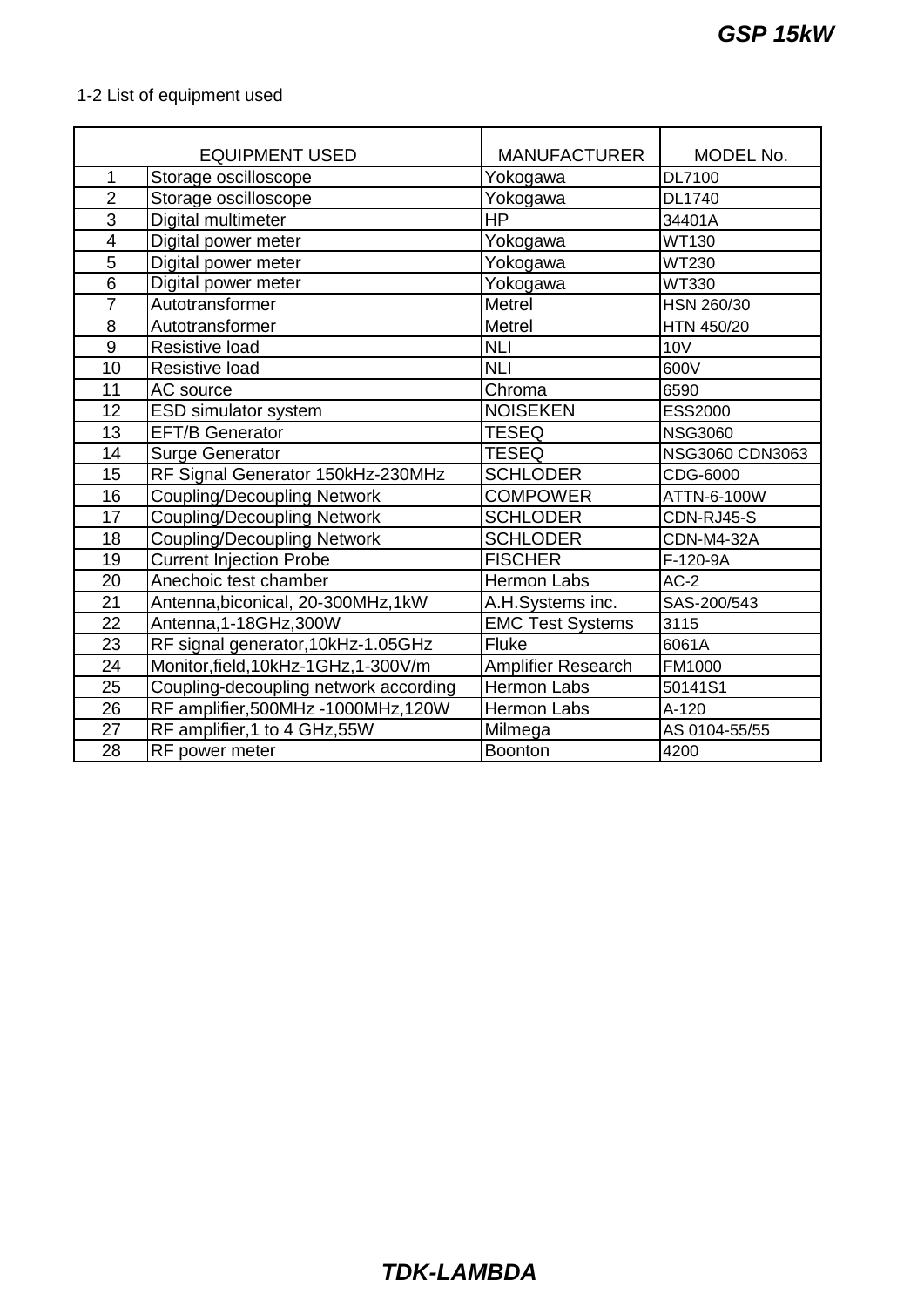1-2 List of equipment used

| | EQUIPMENT USED | MANUFACTURER | MODEL No. |
|---|---|---|---|
| 1 | Storage oscilloscope | Yokogawa | DL7100 |
| 2 | Storage oscilloscope | Yokogawa | DL1740 |
| 3 | Digital multimeter | HP | 34401A |
| 4 | Digital power meter | Yokogawa | WT130 |
| 5 | Digital power meter | Yokogawa | WT230 |
| 6 | Digital power meter | Yokogawa | WT330 |
| 7 | Autotransformer | Metrel | HSN 260/30 |
| 8 | Autotransformer | Metrel | HTN 450/20 |
| 9 | Resistive load | NLI | 10V |
| 10 | Resistive load | NLI | 600V |
| 11 | AC source | Chroma | 6590 |
| 12 | ESD simulator system | NOISEKEN | ESS2000 |
| 13 | EFT/B Generator | TESEQ | NSG3060 |
| 14 | Surge Generator | TESEQ | NSG3060 CDN3063 |
| 15 | RF Signal Generator 150kHz-230MHz | SCHLODER | CDG-6000 |
| 16 | Coupling/Decoupling Network | COMPOWER | ATTN-6-100W |
| 17 | Coupling/Decoupling Network | SCHLODER | CDN-RJ45-S |
| 18 | Coupling/Decoupling Network | SCHLODER | CDN-M4-32A |
| 19 | Current Injection Probe | FISCHER | F-120-9A |
| 20 | Anechoic test chamber | Hermon Labs | AC-2 |
| 21 | Antenna,biconical, 20-300MHz,1kW | A.H.Systems inc. | SAS-200/543 |
| 22 | Antenna,1-18GHz,300W | EMC Test Systems | 3115 |
| 23 | RF signal generator,10kHz-1.05GHz | Fluke | 6061A |
| 24 | Monitor,field,10kHz-1GHz,1-300V/m | Amplifier Research | FM1000 |
| 25 | Coupling-decoupling network according | Hermon Labs | 50141S1 |
| 26 | RF amplifier,500MHz -1000MHz,120W | Hermon Labs | A-120 |
| 27 | RF amplifier,1 to 4 GHz,55W | Milmega | AS 0104-55/55 |
| 28 | RF power meter | Boonton | 4200 |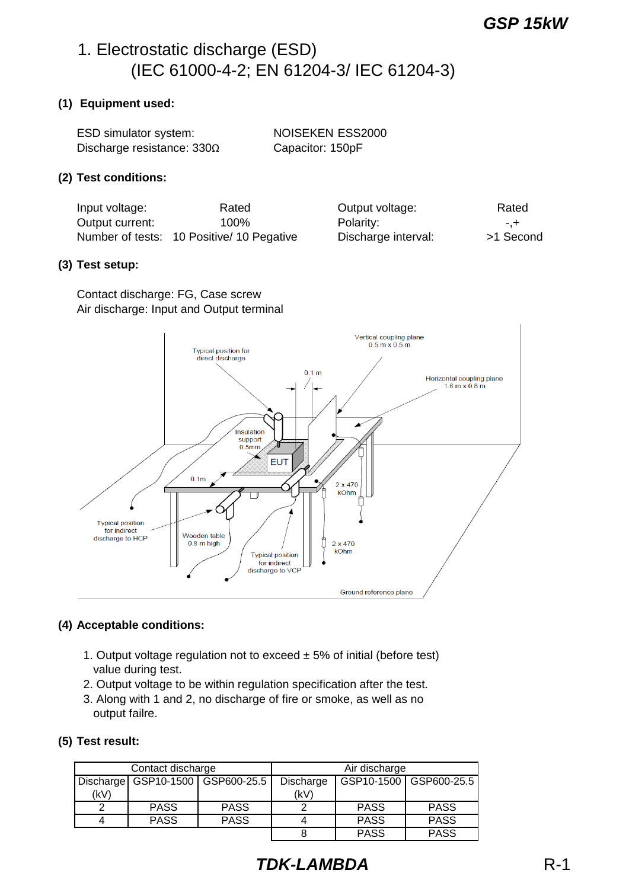# 1. Electrostatic discharge (ESD) (IEC 61000-4-2; EN 61204-3/ IEC 61204-3)

**(1) Equipment used:**

ESD simulator system: NOISEKEN ESS2000
Discharge resistance: 330Ω Capacitor: 150pF

**(2) Test conditions:**

| | | | |
|---|---|---|---|
| Input voltage: | Rated | Output voltage: | Rated |
| Output current: | 100% | Polarity: | -,+ |
| Number of tests: | 10 Positive/ 10 Pegative | Discharge interval: | >1 Second |

**(3) Test setup:**

Contact discharge: FG, Case screw
Air discharge: Input and Output terminal

Typical position for direct discharge
Vertical coupling plane 0.5 m x 0.5 m
0.1 m
Horizontal coupling plane 1.6 m x 0.8 m
Insulation support 0.5mm
EUT
0.1m
2 x 470 kOhm
Typical position for indirect discharge to HCP
Wooden table 0.8 m high
2 x 470 kOhm
Typical position for indirect discharge to VCP
Ground reference plane

**(4) Acceptable conditions:**

1. Output voltage regulation not to exceed ± 5% of initial (before test) value during test.
2. Output voltage to be within regulation specification after the test.
3. Along with 1 and 2, no discharge of fire or smoke, as well as no output failre.

**(5) Test result:**

| Contact discharge | | | Air discharge | | |
|---|---|---|---|---|---|
| Discharge (kV) | GSP10-1500 | GSP600-25.5 | Discharge (kV) | GSP10-1500 | GSP600-25.5 |
| 2 | PASS | PASS | 2 | PASS | PASS |
| 4 | PASS | PASS | 4 | PASS | PASS |
| | | | 8 | PASS | PASS |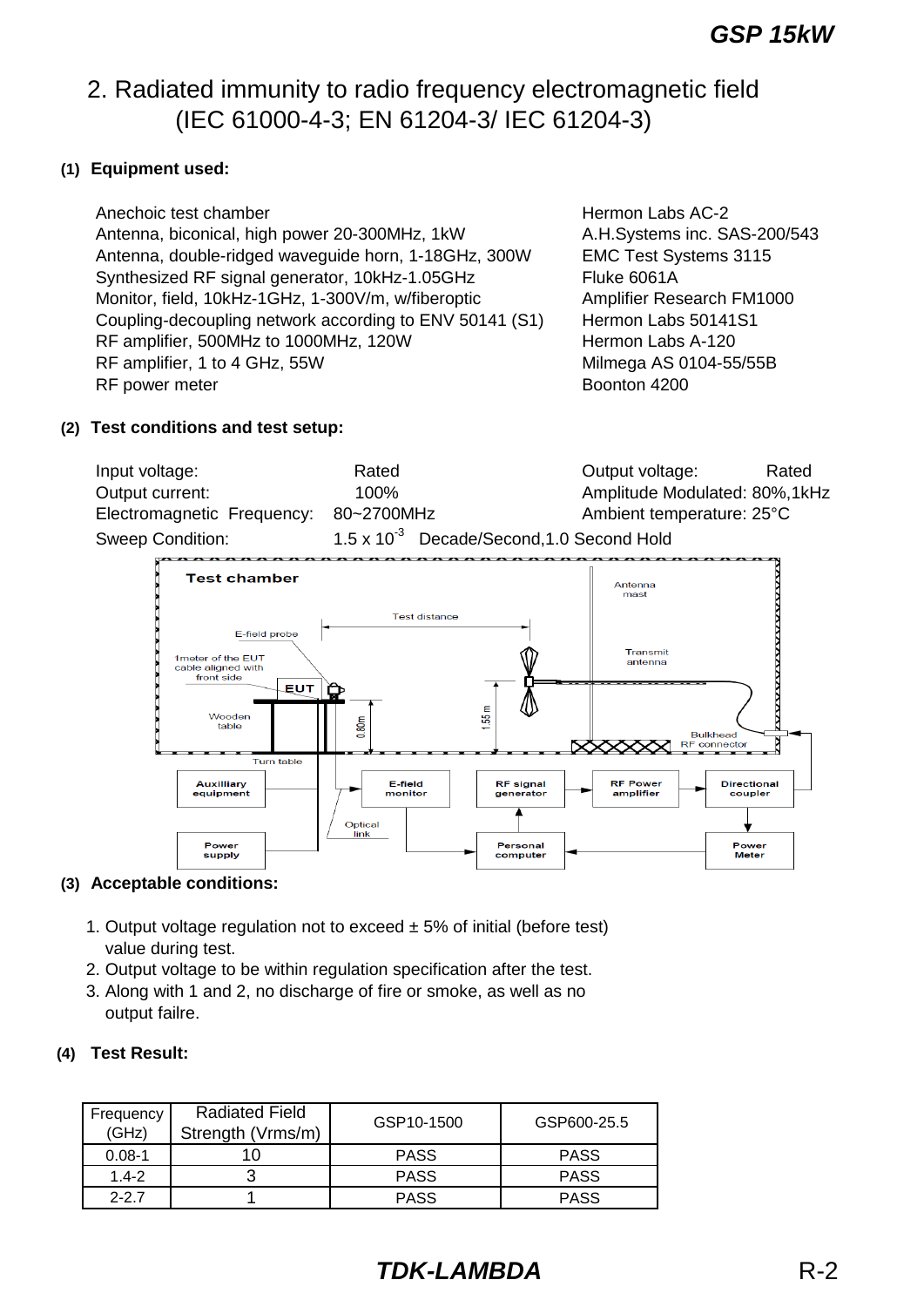## 2. Radiated immunity to radio frequency electromagnetic field (IEC 61000-4-3; EN 61204-3/ IEC 61204-3)

**(1) Equipment used:**

| | |
|---|---|
| Anechoic test chamber | Hermon Labs AC-2 |
| Antenna, biconical, high power 20-300MHz, 1kW | A.H.Systems inc. SAS-200/543 |
| Antenna, double-ridged waveguide horn, 1-18GHz, 300W | EMC Test Systems 3115 |
| Synthesized RF signal generator, 10kHz-1.05GHz | Fluke 6061A |
| Monitor, field, 10kHz-1GHz, 1-300V/m, w/fiberoptic | Amplifier Research FM1000 |
| Coupling-decoupling network according to ENV 50141 (S1) | Hermon Labs 50141S1 |
| RF amplifier, 500MHz to 1000MHz, 120W | Hermon Labs A-120 |
| RF amplifier, 1 to 4 GHz, 55W | Milmega AS 0104-55/55B |
| RF power meter | Boonton 4200 |

**(2) Test conditions and test setup:**

Input voltage: Rated
Output current: 100%
Electromagnetic Frequency: 80~2700MHz
Sweep Condition: $1.5 \times 10^{-3}$ Decade/Second,1.0 Second Hold

Output voltage: Rated
Amplitude Modulated: 80%,1kHz
Ambient temperature: 25°C

Test chamber

Antenna mast
Test distance
E-field probe
1meter of the EUT cable aligned with front side
Transmit antenna
EUT
Wooden table
0.80m
1.55 m
Bulkhead RF connector
Turn table
Auxilliary equipment
E-field monitor
RF signal generator
RF Power amplifier
Directional coupler
Optical link
Power supply
Personal computer
Power Meter

**(3) Acceptable conditions:**

1. Output voltage regulation not to exceed ± 5% of initial (before test) value during test.
2. Output voltage to be within regulation specification after the test.
3. Along with 1 and 2, no discharge of fire or smoke, as well as no output failre.

**(4) Test Result:**

| Frequency (GHz) | Radiated Field Strength (Vrms/m) | GSP10-1500 | GSP600-25.5 |
|---|---|---|---|
| 0.08-1 | 10 | PASS | PASS |
| 1.4-2 | 3 | PASS | PASS |
| 2-2.7 | 1 | PASS | PASS |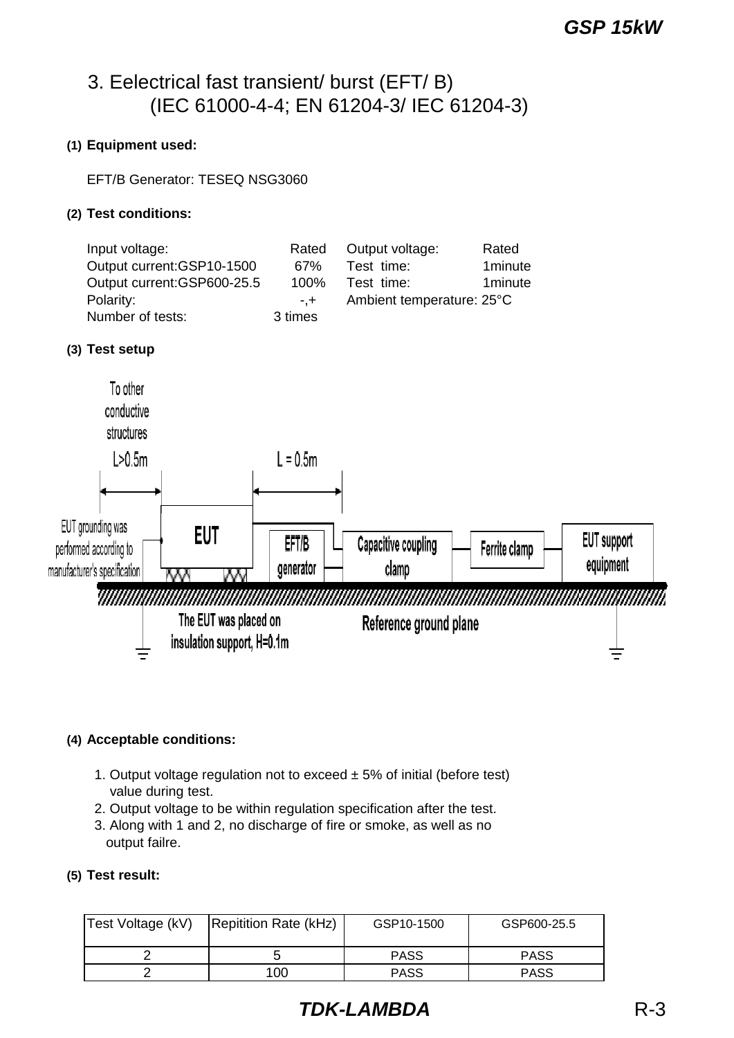## 3. Eelectrical fast transient/ burst (EFT/ B) (IEC 61000-4-4; EN 61204-3/ IEC 61204-3)

**(1) Equipment used:**

EFT/B Generator: TESEQ NSG3060

**(2) Test conditions:**

| | | | |
|---|---|---|---|
| Input voltage: | Rated | Output voltage: | Rated |
| Output current:GSP10-1500 | 67% | Test time: | 1minute |
| Output current:GSP600-25.5 | 100% | Test time: | 1minute |
| Polarity: | -,+ | Ambient temperature: 25°C | |
| Number of tests: | 3 times | | |

**(3) Test setup**

To other conductive structures

L>0.5m

L = 0.5m

EUT grounding was performed according to manufacturer's specification

EUT

EFT/B generator

Capacitive coupling clamp

Ferrite clamp

EUT support equipment

The EUT was placed on insulation support, H=0.1m

Reference ground plane

**(4) Acceptable conditions:**

1. Output voltage regulation not to exceed ± 5% of initial (before test) value during test.
2. Output voltage to be within regulation specification after the test.
3. Along with 1 and 2, no discharge of fire or smoke, as well as no output failre.

**(5) Test result:**

| Test Voltage (kV) | Repitition Rate (kHz) | GSP10-1500 | GSP600-25.5 |
|---|---|---|---|
| 2 | 5 | PASS | PASS |
| 2 | 100 | PASS | PASS |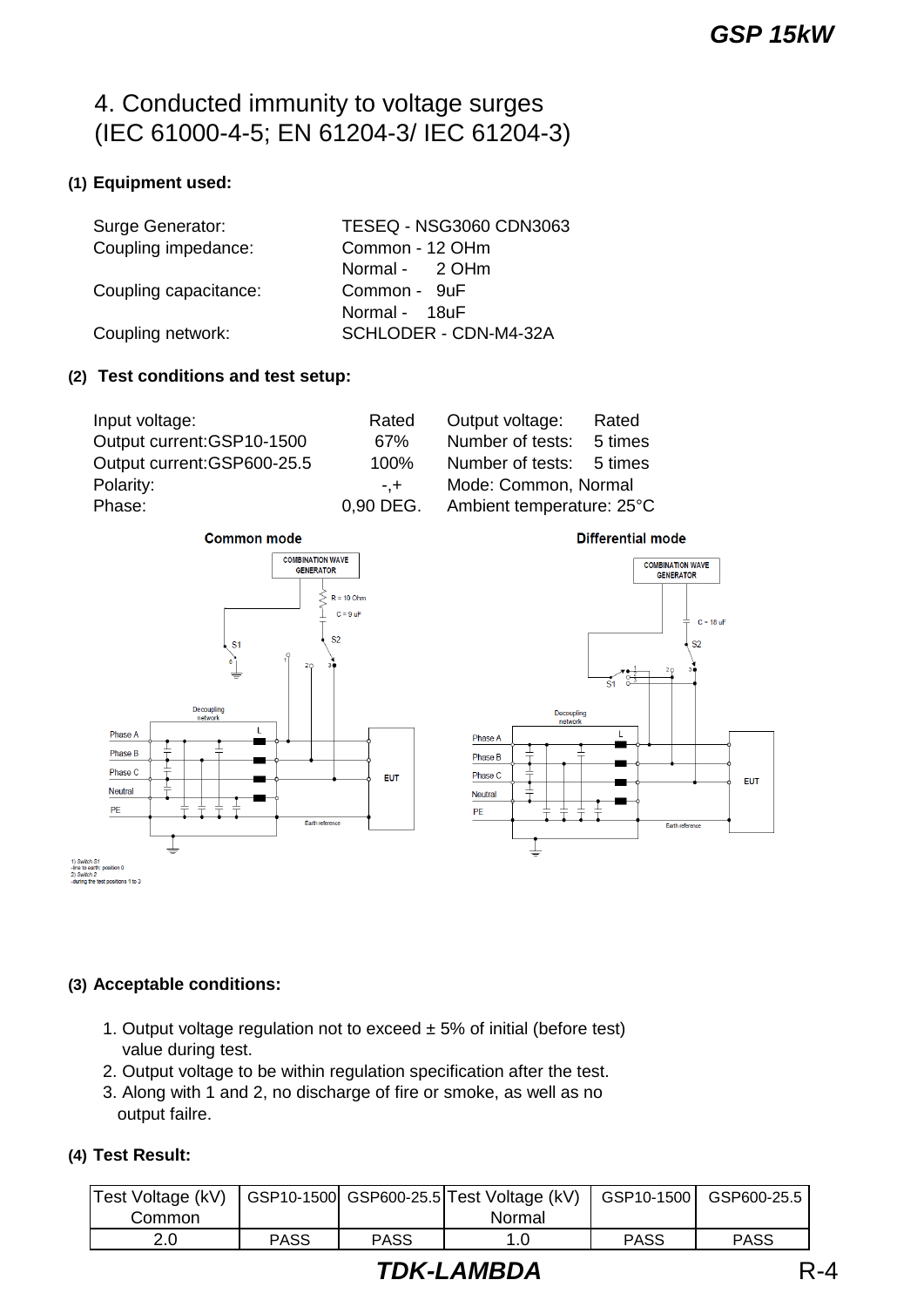# 4. Conducted immunity to voltage surges
# (IEC 61000-4-5; EN 61204-3/ IEC 61204-3)

**(1) Equipment used:**

| | |
|---|---|
| Surge Generator: | TESEQ - NSG3060 CDN3063 |
| Coupling impedance: | Common - 12 OHm |
| | Normal - 2 OHm |
| Coupling capacitance: | Common - 9uF |
| | Normal - 18uF |
| Coupling network: | SCHLODER - CDN-M4-32A |

**(2) Test conditions and test setup:**

| | | | |
|---|---|---|---|
| Input voltage: | Rated | Output voltage: | Rated |
| Output current:GSP10-1500 | 67% | Number of tests: | 5 times |
| Output current:GSP600-25.5 | 100% | Number of tests: | 5 times |
| Polarity: | -,+ | Mode: Common, Normal | |
| Phase: | 0,90 DEG. | Ambient temperature: 25°C | |

**Common mode**

**Differential mode**

1) Switch S1
-line to earth: position 0
2) Switch 2
-during the test positions 1 to 3

**(3) Acceptable conditions:**

1. Output voltage regulation not to exceed ± 5% of initial (before test) value during test.
2. Output voltage to be within regulation specification after the test.
3. Along with 1 and 2, no discharge of fire or smoke, as well as no output failre.

**(4) Test Result:**

| Test Voltage (kV) Common | GSP10-1500 | GSP600-25.5 | Test Voltage (kV) Normal | GSP10-1500 | GSP600-25.5 |
|---|---|---|---|---|---|
| 2.0 | PASS | PASS | 1.0 | PASS | PASS |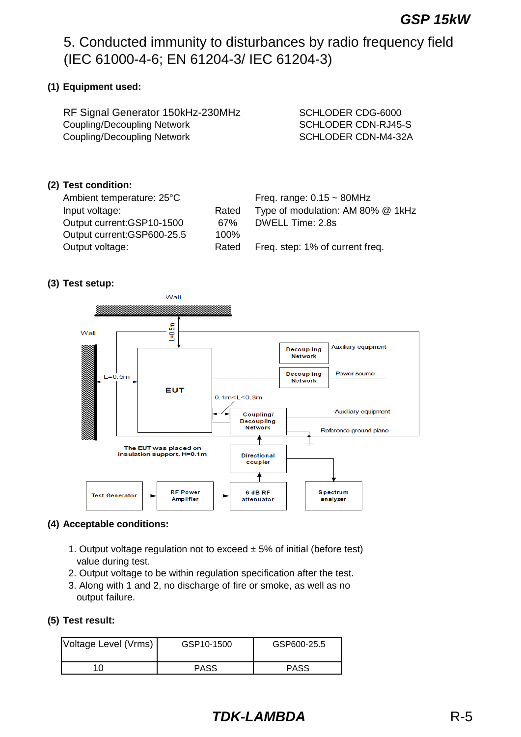# 5. Conducted immunity to disturbances by radio frequency field (IEC 61000-4-6; EN 61204-3/ IEC 61204-3)

**(1) Equipment used:**

| | |
|---|---|
| RF Signal Generator 150kHz-230MHz | SCHLODER CDG-6000 |
| Coupling/Decoupling Network | SCHLODER CDN-RJ45-S |
| Coupling/Decoupling Network | SCHLODER CDN-M4-32A |

**(2) Test condition:**

| | | |
|---|---|---|
| Ambient temperature: 25°C | | Freq. range: 0.15 ~ 80MHz |
| Input voltage: | Rated | Type of modulation: AM 80% @ 1kHz |
| Output current:GSP10-1500 | 67% | DWELL Time: 2.8s |
| Output current:GSP600-25.5 | 100% | |
| Output voltage: | Rated | Freq. step: 1% of current freq. |

**(3) Test setup:**

Wall

Wall

L=0.5m

L=0.5m

EUT

0.1m<L<0.3m

Decoupling Network

Auxiliary equipment

Decoupling Network

Power source

Coupling/ Decoupling Network

Auxiliary equipment

Reference ground plane

The EUT was placed on insulation support, H=0.1m

Directional coupler

Test Generator

RF Power Amplifier

6 dB RF attenuator

Spectrum analyzer

**(4) Acceptable conditions:**

1. Output voltage regulation not to exceed ± 5% of initial (before test) value during test.
2. Output voltage to be within regulation specification after the test.
3. Along with 1 and 2, no discharge of fire or smoke, as well as no output failure.

**(5) Test result:**

| Voltage Level (Vrms) | GSP10-1500 | GSP600-25.5 |
|---|---|---|
| 10 | PASS | PASS |